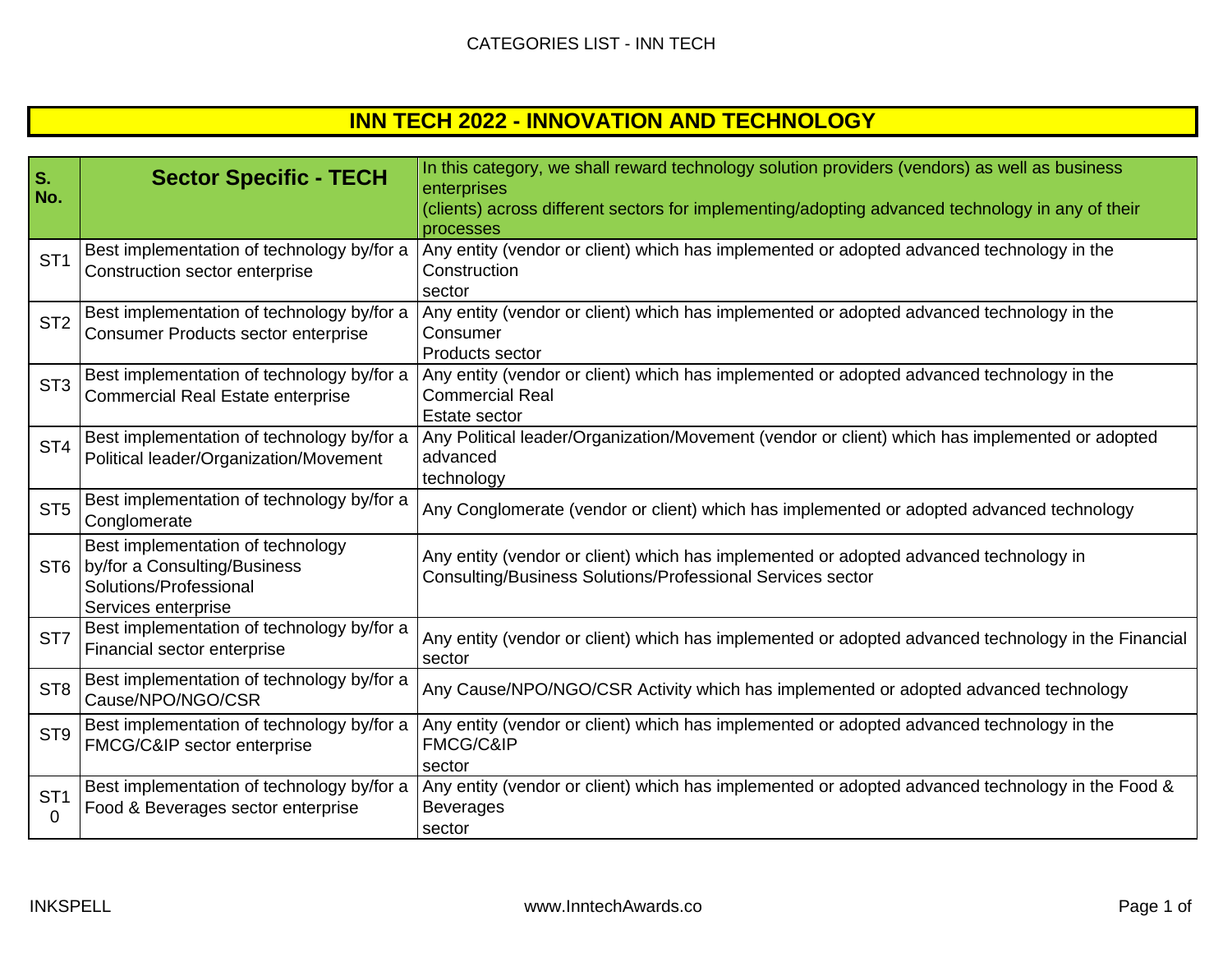# INN TECH 2022 - INNOVATION AND TECHNOLOGY

| S. No. | Sector Specific - TECH | In this category, we shall reward technology solution providers (vendors) as well as business enterprises (clients) across different sectors for implementing/adopting advanced technology in any of their processes |
|---|---|---|
| ST1 | Best implementation of technology by/for a Construction sector enterprise | Any entity (vendor or client) which has implemented or adopted advanced technology in the Construction sector |
| ST2 | Best implementation of technology by/for a Consumer Products sector enterprise | Any entity (vendor or client) which has implemented or adopted advanced technology in the Consumer Products sector |
| ST3 | Best implementation of technology by/for a Commercial Real Estate enterprise | Any entity (vendor or client) which has implemented or adopted advanced technology in the Commercial Real Estate sector |
| ST4 | Best implementation of technology by/for a Political leader/Organization/Movement | Any Political leader/Organization/Movement (vendor or client) which has implemented or adopted advanced technology |
| ST5 | Best implementation of technology by/for a Conglomerate | Any Conglomerate (vendor or client) which has implemented or adopted advanced technology |
| ST6 | Best implementation of technology by/for a Consulting/Business Solutions/Professional Services enterprise | Any entity (vendor or client) which has implemented or adopted advanced technology in Consulting/Business Solutions/Professional Services sector |
| ST7 | Best implementation of technology by/for a Financial sector enterprise | Any entity (vendor or client) which has implemented or adopted advanced technology in the Financial sector |
| ST8 | Best implementation of technology by/for a Cause/NPO/NGO/CSR | Any Cause/NPO/NGO/CSR Activity which has implemented or adopted advanced technology |
| ST9 | Best implementation of technology by/for a FMCG/C&IP sector enterprise | Any entity (vendor or client) which has implemented or adopted advanced technology in the FMCG/C&IP sector |
| ST10 | Best implementation of technology by/for a Food & Beverages sector enterprise | Any entity (vendor or client) which has implemented or adopted advanced technology in the Food & Beverages sector |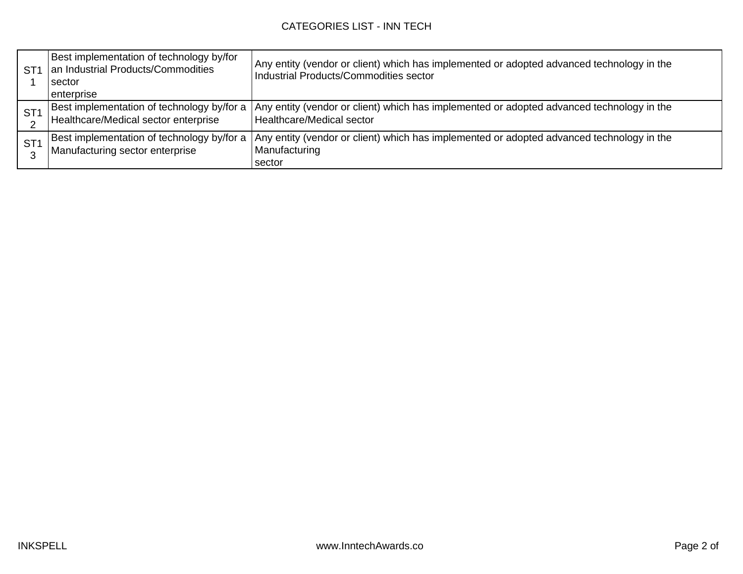| ST11 | Best implementation of technology by/for an Industrial Products/Commodities sector enterprise | Any entity (vendor or client) which has implemented or adopted advanced technology in the Industrial Products/Commodities sector |
|---|---|---|
| ST12 | Best implementation of technology by/for a Healthcare/Medical sector enterprise | Any entity (vendor or client) which has implemented or adopted advanced technology in the Healthcare/Medical sector |
| ST13 | Best implementation of technology by/for a Manufacturing sector enterprise | Any entity (vendor or client) which has implemented or adopted advanced technology in the Manufacturing sector |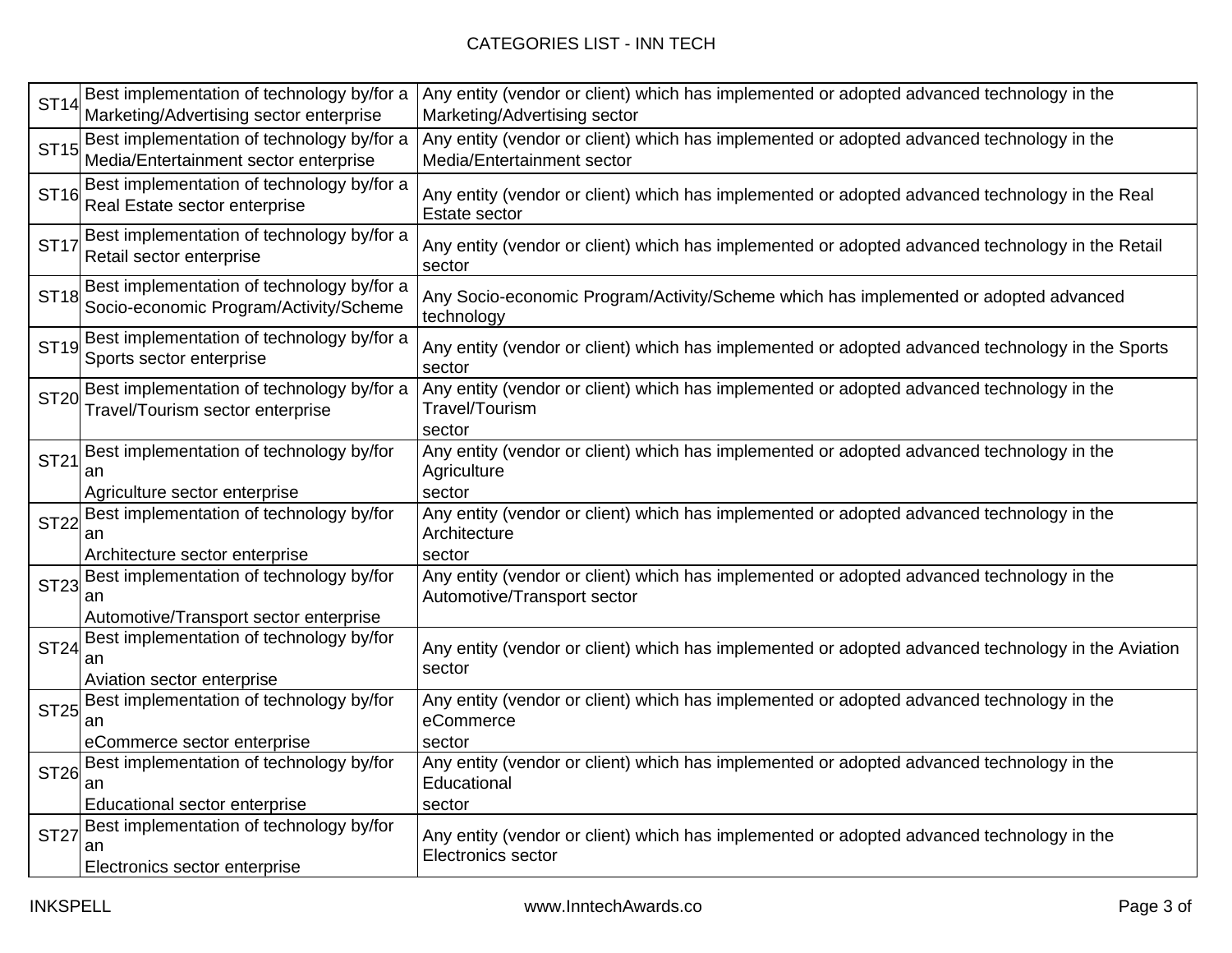| ST14 | Best implementation of technology by/for a Marketing/Advertising sector enterprise | Any entity (vendor or client) which has implemented or adopted advanced technology in the Marketing/Advertising sector |
|---|---|---|
| ST15 | Best implementation of technology by/for a Media/Entertainment sector enterprise | Any entity (vendor or client) which has implemented or adopted advanced technology in the Media/Entertainment sector |
| ST16 | Best implementation of technology by/for a Real Estate sector enterprise | Any entity (vendor or client) which has implemented or adopted advanced technology in the Real Estate sector |
| ST17 | Best implementation of technology by/for a Retail sector enterprise | Any entity (vendor or client) which has implemented or adopted advanced technology in the Retail sector |
| ST18 | Best implementation of technology by/for a Socio-economic Program/Activity/Scheme | Any Socio-economic Program/Activity/Scheme which has implemented or adopted advanced technology |
| ST19 | Best implementation of technology by/for a Sports sector enterprise | Any entity (vendor or client) which has implemented or adopted advanced technology in the Sports sector |
| ST20 | Best implementation of technology by/for a Travel/Tourism sector enterprise | Any entity (vendor or client) which has implemented or adopted advanced technology in the Travel/Tourism sector |
| ST21 | Best implementation of technology by/for an Agriculture sector enterprise | Any entity (vendor or client) which has implemented or adopted advanced technology in the Agriculture sector |
| ST22 | Best implementation of technology by/for an Architecture sector enterprise | Any entity (vendor or client) which has implemented or adopted advanced technology in the Architecture sector |
| ST23 | Best implementation of technology by/for an Automotive/Transport sector enterprise | Any entity (vendor or client) which has implemented or adopted advanced technology in the Automotive/Transport sector |
| ST24 | Best implementation of technology by/for an Aviation sector enterprise | Any entity (vendor or client) which has implemented or adopted advanced technology in the Aviation sector |
| ST25 | Best implementation of technology by/for an eCommerce sector enterprise | Any entity (vendor or client) which has implemented or adopted advanced technology in the eCommerce sector |
| ST26 | Best implementation of technology by/for an Educational sector enterprise | Any entity (vendor or client) which has implemented or adopted advanced technology in the Educational sector |
| ST27 | Best implementation of technology by/for an Electronics sector enterprise | Any entity (vendor or client) which has implemented or adopted advanced technology in the Electronics sector |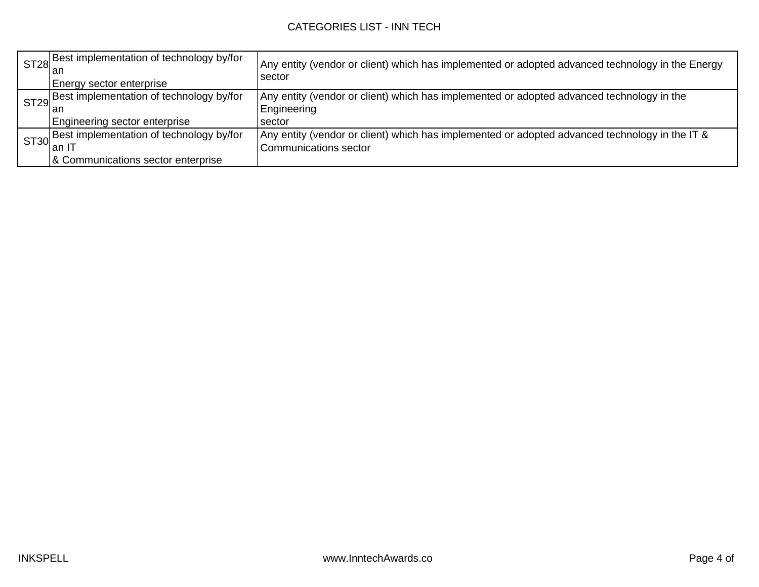| ST28 | Best implementation of technology by/for an Energy sector enterprise | Any entity (vendor or client) which has implemented or adopted advanced technology in the Energy sector |
|---|---|---|
| ST29 | Best implementation of technology by/for an Engineering sector enterprise | Any entity (vendor or client) which has implemented or adopted advanced technology in the Engineering sector |
| ST30 | Best implementation of technology by/for an IT & Communications sector enterprise | Any entity (vendor or client) which has implemented or adopted advanced technology in the IT & Communications sector |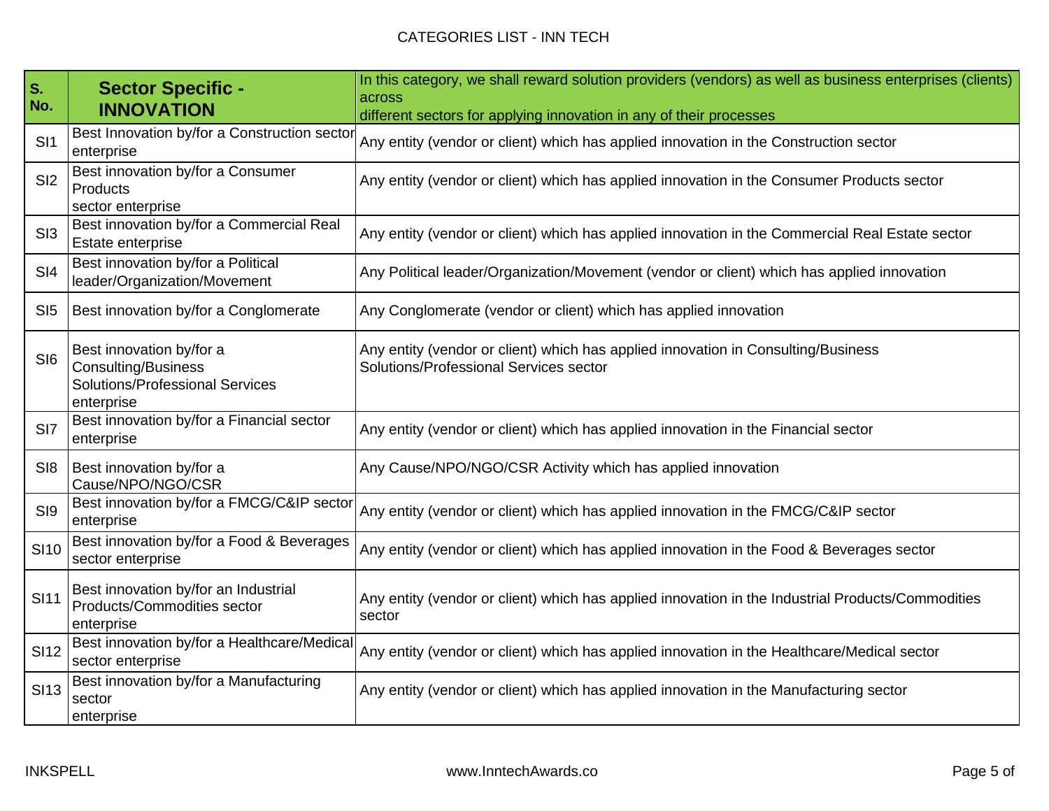| S. No. | **Sector Specific - INNOVATION** | In this category, we shall reward solution providers (vendors) as well as business enterprises (clients) across different sectors for applying innovation in any of their processes |
|---|---|---|
| SI1 | Best Innovation by/for a Construction sector enterprise | Any entity (vendor or client) which has applied innovation in the Construction sector |
| SI2 | Best innovation by/for a Consumer Products sector enterprise | Any entity (vendor or client) which has applied innovation in the Consumer Products sector |
| SI3 | Best innovation by/for a Commercial Real Estate enterprise | Any entity (vendor or client) which has applied innovation in the Commercial Real Estate sector |
| SI4 | Best innovation by/for a Political leader/Organization/Movement | Any Political leader/Organization/Movement (vendor or client) which has applied innovation |
| SI5 | Best innovation by/for a Conglomerate | Any Conglomerate (vendor or client) which has applied innovation |
| SI6 | Best innovation by/for a Consulting/Business Solutions/Professional Services enterprise | Any entity (vendor or client) which has applied innovation in Consulting/Business Solutions/Professional Services sector |
| SI7 | Best innovation by/for a Financial sector enterprise | Any entity (vendor or client) which has applied innovation in the Financial sector |
| SI8 | Best innovation by/for a Cause/NPO/NGO/CSR | Any Cause/NPO/NGO/CSR Activity which has applied innovation |
| SI9 | Best innovation by/for a FMCG/C&IP sector enterprise | Any entity (vendor or client) which has applied innovation in the FMCG/C&IP sector |
| SI10 | Best innovation by/for a Food & Beverages sector enterprise | Any entity (vendor or client) which has applied innovation in the Food & Beverages sector |
| SI11 | Best innovation by/for an Industrial Products/Commodities sector enterprise | Any entity (vendor or client) which has applied innovation in the Industrial Products/Commodities sector |
| SI12 | Best innovation by/for a Healthcare/Medical sector enterprise | Any entity (vendor or client) which has applied innovation in the Healthcare/Medical sector |
| SI13 | Best innovation by/for a Manufacturing sector enterprise | Any entity (vendor or client) which has applied innovation in the Manufacturing sector |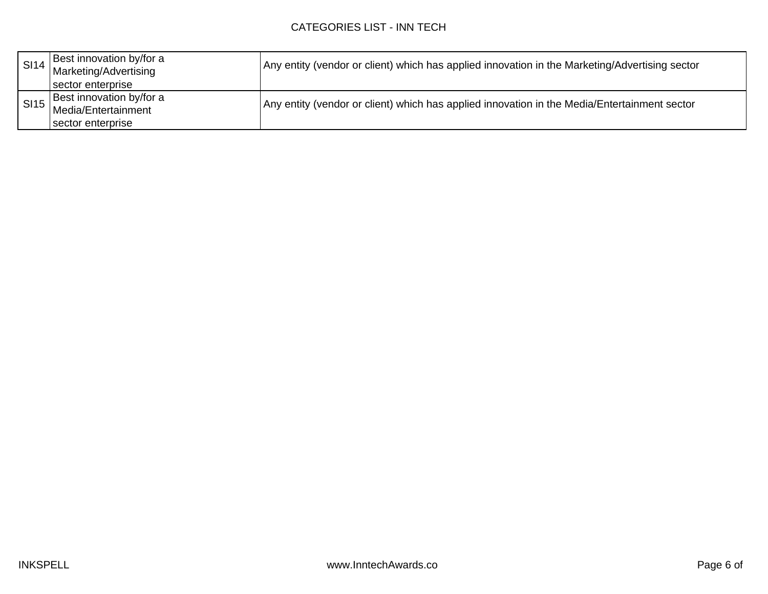| SI14 | Best innovation by/for a Marketing/Advertising sector enterprise | Any entity (vendor or client) which has applied innovation in the Marketing/Advertising sector |
|---|---|---|
| SI15 | Best innovation by/for a Media/Entertainment sector enterprise | Any entity (vendor or client) which has applied innovation in the Media/Entertainment sector |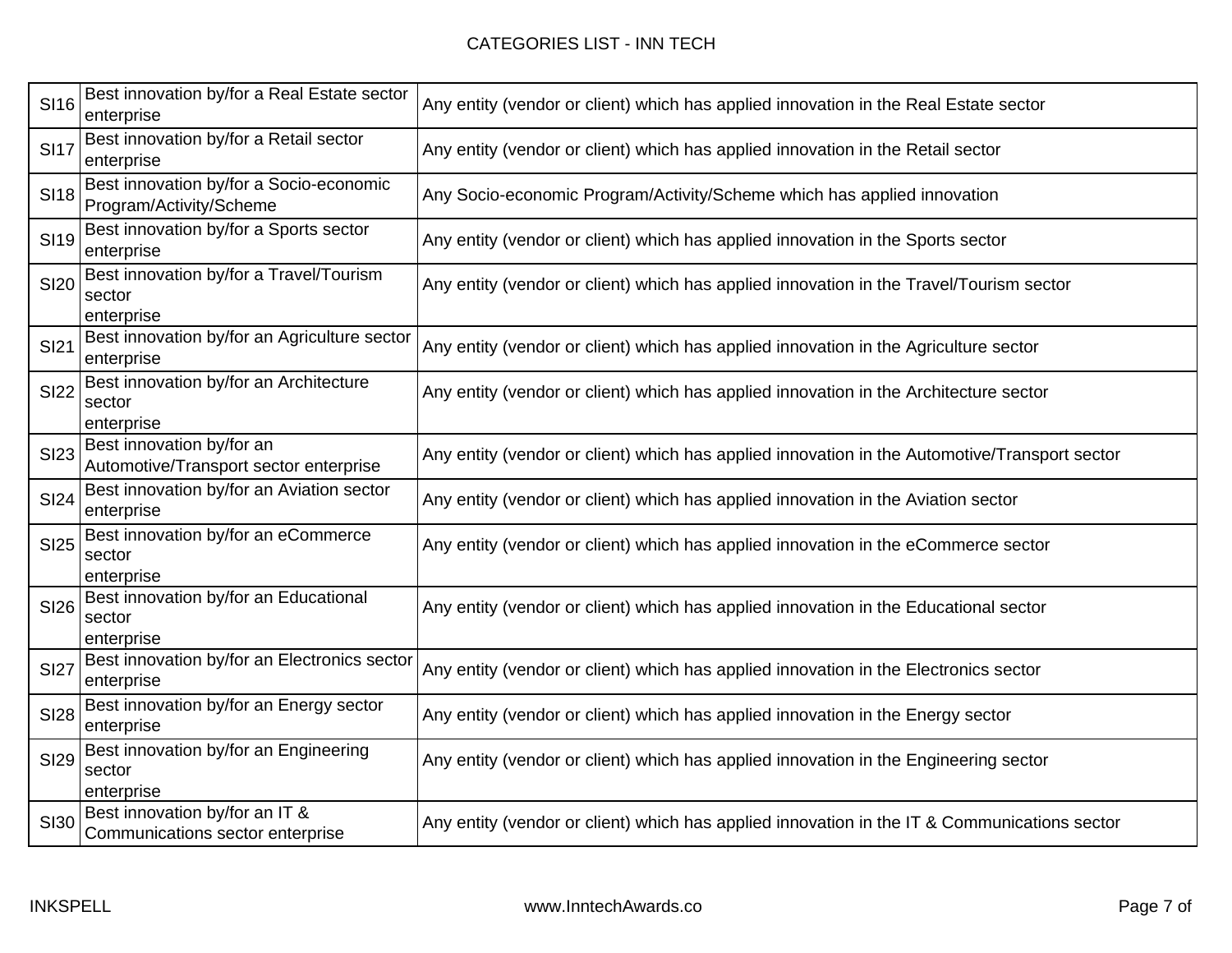| SI16 | Best innovation by/for a Real Estate sector enterprise | Any entity (vendor or client) which has applied innovation in the Real Estate sector |
|---|---|---|
| SI17 | Best innovation by/for a Retail sector enterprise | Any entity (vendor or client) which has applied innovation in the Retail sector |
| SI18 | Best innovation by/for a Socio-economic Program/Activity/Scheme | Any Socio-economic Program/Activity/Scheme which has applied innovation |
| SI19 | Best innovation by/for a Sports sector enterprise | Any entity (vendor or client) which has applied innovation in the Sports sector |
| SI20 | Best innovation by/for a Travel/Tourism sector enterprise | Any entity (vendor or client) which has applied innovation in the Travel/Tourism sector |
| SI21 | Best innovation by/for an Agriculture sector enterprise | Any entity (vendor or client) which has applied innovation in the Agriculture sector |
| SI22 | Best innovation by/for an Architecture sector enterprise | Any entity (vendor or client) which has applied innovation in the Architecture sector |
| SI23 | Best innovation by/for an Automotive/Transport sector enterprise | Any entity (vendor or client) which has applied innovation in the Automotive/Transport sector |
| SI24 | Best innovation by/for an Aviation sector enterprise | Any entity (vendor or client) which has applied innovation in the Aviation sector |
| SI25 | Best innovation by/for an eCommerce sector enterprise | Any entity (vendor or client) which has applied innovation in the eCommerce sector |
| SI26 | Best innovation by/for an Educational sector enterprise | Any entity (vendor or client) which has applied innovation in the Educational sector |
| SI27 | Best innovation by/for an Electronics sector enterprise | Any entity (vendor or client) which has applied innovation in the Electronics sector |
| SI28 | Best innovation by/for an Energy sector enterprise | Any entity (vendor or client) which has applied innovation in the Energy sector |
| SI29 | Best innovation by/for an Engineering sector enterprise | Any entity (vendor or client) which has applied innovation in the Engineering sector |
| SI30 | Best innovation by/for an IT & Communications sector enterprise | Any entity (vendor or client) which has applied innovation in the IT & Communications sector |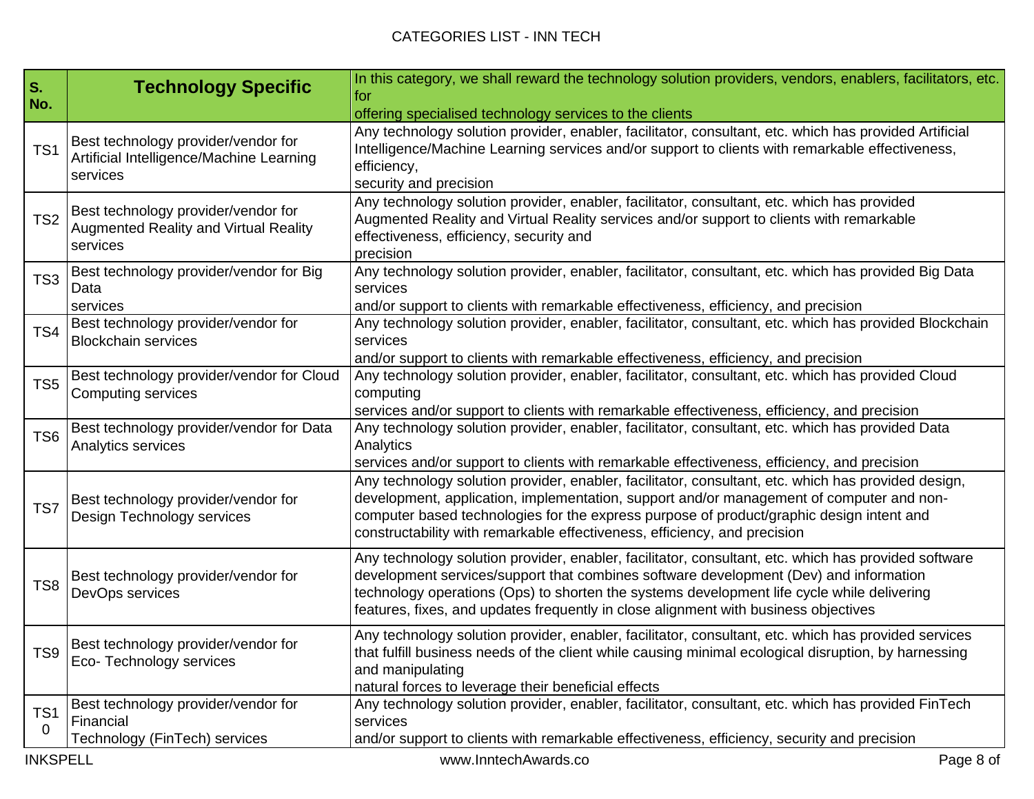| S. No. | Technology Specific | In this category, we shall reward the technology solution providers, vendors, enablers, facilitators, etc. for offering specialised technology services to the clients |
|---|---|---|
| TS1 | Best technology provider/vendor for Artificial Intelligence/Machine Learning services | Any technology solution provider, enabler, facilitator, consultant, etc. which has provided Artificial Intelligence/Machine Learning services and/or support to clients with remarkable effectiveness, efficiency, security and precision |
| TS2 | Best technology provider/vendor for Augmented Reality and Virtual Reality services | Any technology solution provider, enabler, facilitator, consultant, etc. which has provided Augmented Reality and Virtual Reality services and/or support to clients with remarkable effectiveness, efficiency, security and precision |
| TS3 | Best technology provider/vendor for Big Data services | Any technology solution provider, enabler, facilitator, consultant, etc. which has provided Big Data services and/or support to clients with remarkable effectiveness, efficiency, and precision |
| TS4 | Best technology provider/vendor for Blockchain services | Any technology solution provider, enabler, facilitator, consultant, etc. which has provided Blockchain services and/or support to clients with remarkable effectiveness, efficiency, and precision |
| TS5 | Best technology provider/vendor for Cloud Computing services | Any technology solution provider, enabler, facilitator, consultant, etc. which has provided Cloud computing services and/or support to clients with remarkable effectiveness, efficiency, and precision |
| TS6 | Best technology provider/vendor for Data Analytics services | Any technology solution provider, enabler, facilitator, consultant, etc. which has provided Data Analytics services and/or support to clients with remarkable effectiveness, efficiency, and precision |
| TS7 | Best technology provider/vendor for Design Technology services | Any technology solution provider, enabler, facilitator, consultant, etc. which has provided design, development, application, implementation, support and/or management of computer and non-computer based technologies for the express purpose of product/graphic design intent and constructability with remarkable effectiveness, efficiency, and precision |
| TS8 | Best technology provider/vendor for DevOps services | Any technology solution provider, enabler, facilitator, consultant, etc. which has provided software development services/support that combines software development (Dev) and information technology operations (Ops) to shorten the systems development life cycle while delivering features, fixes, and updates frequently in close alignment with business objectives |
| TS9 | Best technology provider/vendor for Eco- Technology services | Any technology solution provider, enabler, facilitator, consultant, etc. which has provided services that fulfill business needs of the client while causing minimal ecological disruption, by harnessing and manipulating natural forces to leverage their beneficial effects |
| TS10 | Best technology provider/vendor for Financial Technology (FinTech) services | Any technology solution provider, enabler, facilitator, consultant, etc. which has provided FinTech services and/or support to clients with remarkable effectiveness, efficiency, security and precision |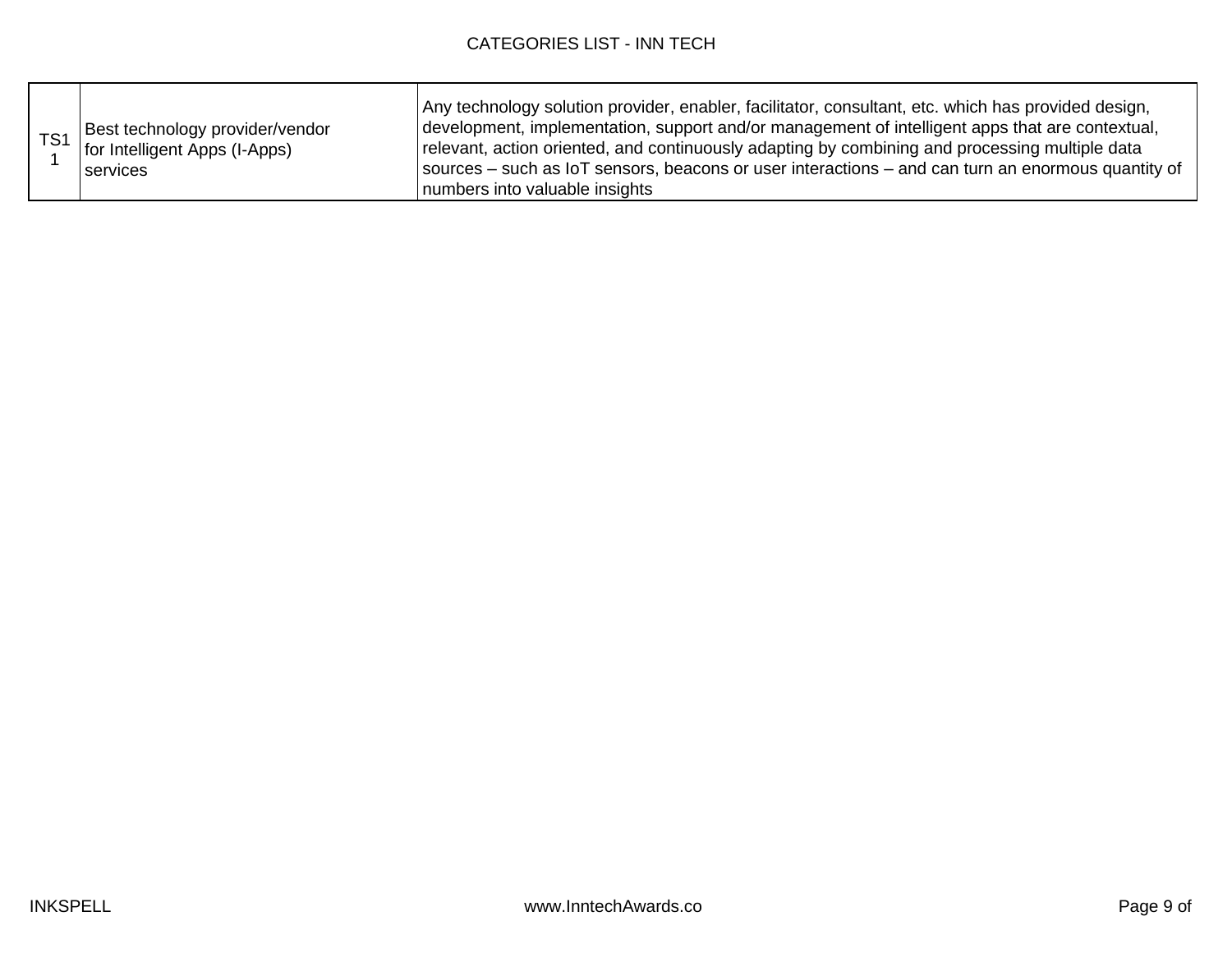| TS11 | Best technology provider/vendor for Intelligent Apps (I-Apps) services | Any technology solution provider, enabler, facilitator, consultant, etc. which has provided design, development, implementation, support and/or management of intelligent apps that are contextual, relevant, action oriented, and continuously adapting by combining and processing multiple data sources – such as IoT sensors, beacons or user interactions – and can turn an enormous quantity of numbers into valuable insights |
|---|---|---|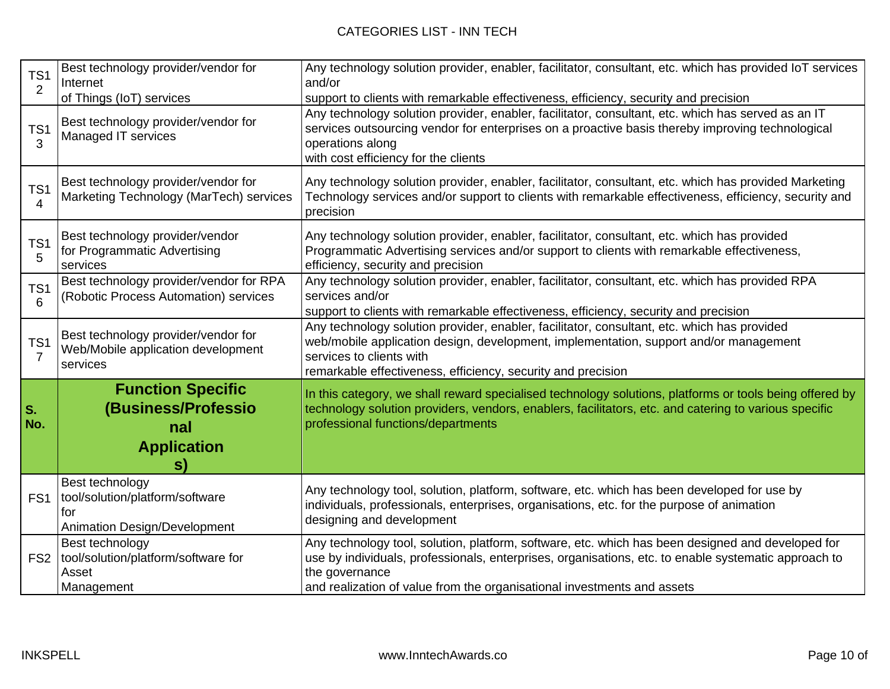| TS12 | Best technology provider/vendor for Internet of Things (IoT) services | Any technology solution provider, enabler, facilitator, consultant, etc. which has provided IoT services and/or support to clients with remarkable effectiveness, efficiency, security and precision |
|---|---|---|
| TS13 | Best technology provider/vendor for Managed IT services | Any technology solution provider, enabler, facilitator, consultant, etc. which has served as an IT services outsourcing vendor for enterprises on a proactive basis thereby improving technological operations along with cost efficiency for the clients |
| TS14 | Best technology provider/vendor for Marketing Technology (MarTech) services | Any technology solution provider, enabler, facilitator, consultant, etc. which has provided Marketing Technology services and/or support to clients with remarkable effectiveness, efficiency, security and precision |
| TS15 | Best technology provider/vendor for Programmatic Advertising services | Any technology solution provider, enabler, facilitator, consultant, etc. which has provided Programmatic Advertising services and/or support to clients with remarkable effectiveness, efficiency, security and precision |
| TS16 | Best technology provider/vendor for RPA (Robotic Process Automation) services | Any technology solution provider, enabler, facilitator, consultant, etc. which has provided RPA services and/or support to clients with remarkable effectiveness, efficiency, security and precision |
| TS17 | Best technology provider/vendor for Web/Mobile application development services | Any technology solution provider, enabler, facilitator, consultant, etc. which has provided web/mobile application design, development, implementation, support and/or management services to clients with remarkable effectiveness, efficiency, security and precision |
| **S. No.** | **Function Specific (Business/Professional Applications)** | In this category, we shall reward specialised technology solutions, platforms or tools being offered by technology solution providers, vendors, enablers, facilitators, etc. and catering to various specific professional functions/departments |
| FS1 | Best technology tool/solution/platform/software for Animation Design/Development | Any technology tool, solution, platform, software, etc. which has been developed for use by individuals, professionals, enterprises, organisations, etc. for the purpose of animation designing and development |
| FS2 | Best technology tool/solution/platform/software for Asset Management | Any technology tool, solution, platform, software, etc. which has been designed and developed for use by individuals, professionals, enterprises, organisations, etc. to enable systematic approach to the governance and realization of value from the organisational investments and assets |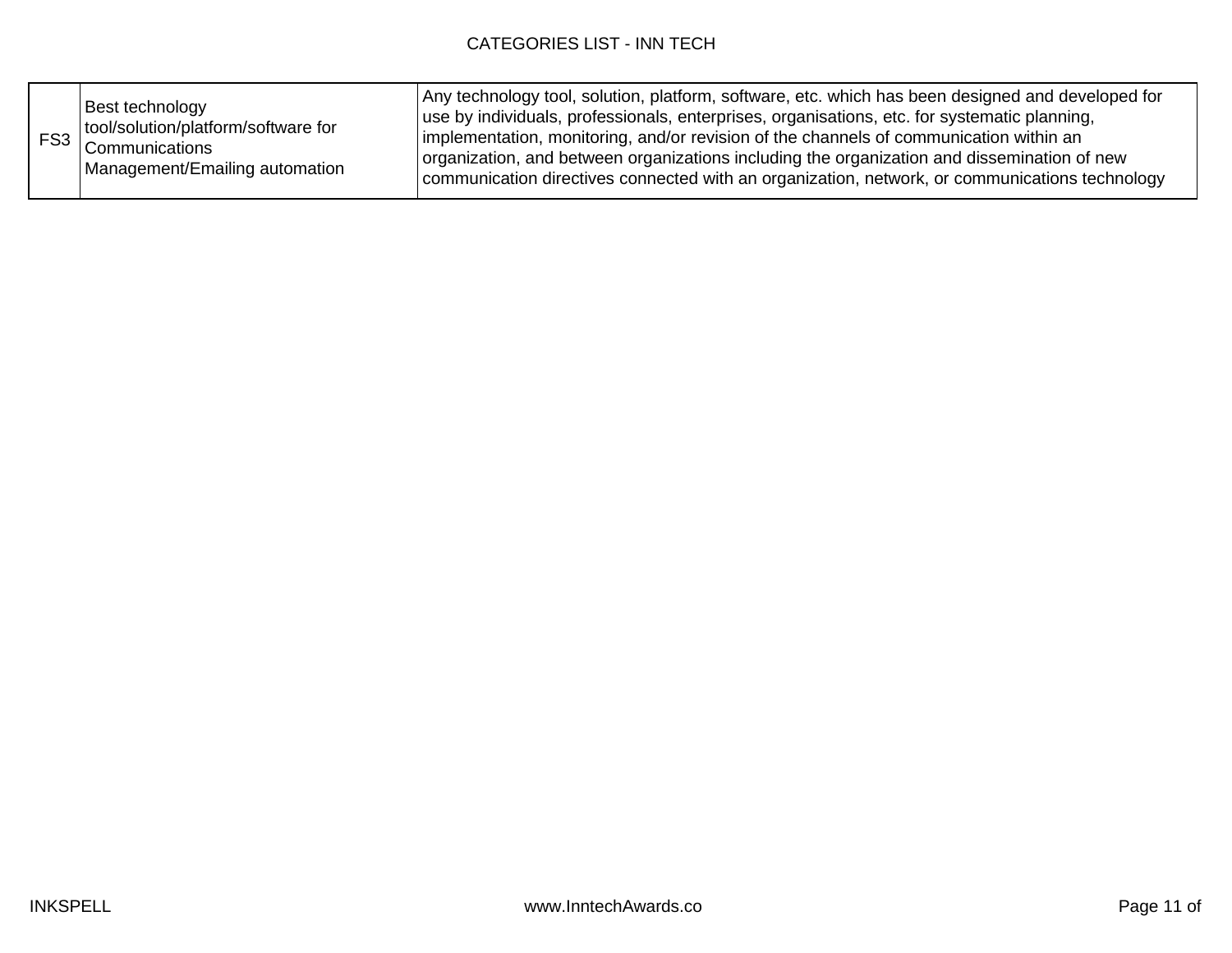| FS3 | Best technology tool/solution/platform/software for Communications Management/Emailing automation | Any technology tool, solution, platform, software, etc. which has been designed and developed for use by individuals, professionals, enterprises, organisations, etc. for systematic planning, implementation, monitoring, and/or revision of the channels of communication within an organization, and between organizations including the organization and dissemination of new communication directives connected with an organization, network, or communications technology |
|---|---|---|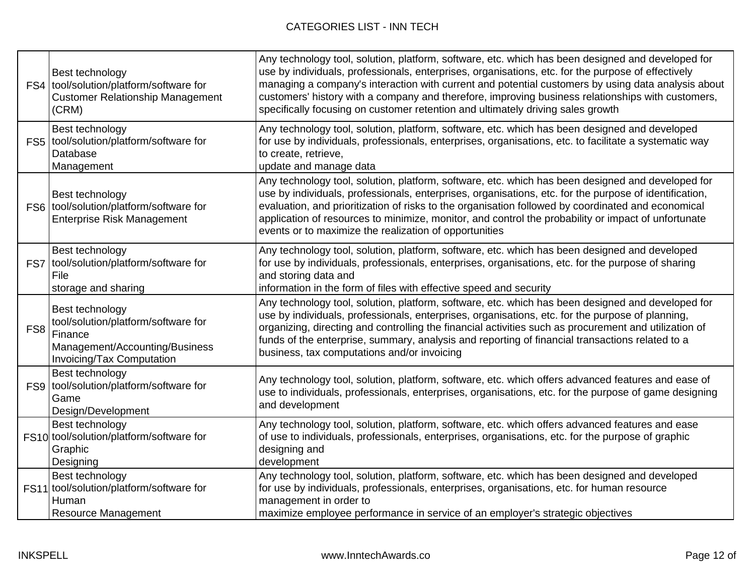| | | |
|---|---|---|
| FS4 | Best technology tool/solution/platform/software for Customer Relationship Management (CRM) | Any technology tool, solution, platform, software, etc. which has been designed and developed for use by individuals, professionals, enterprises, organisations, etc. for the purpose of effectively managing a company's interaction with current and potential customers by using data analysis about customers' history with a company and therefore, improving business relationships with customers, specifically focusing on customer retention and ultimately driving sales growth |
| FS5 | Best technology tool/solution/platform/software for Database Management | Any technology tool, solution, platform, software, etc. which has been designed and developed for use by individuals, professionals, enterprises, organisations, etc. to facilitate a systematic way to create, retrieve, update and manage data |
| FS6 | Best technology tool/solution/platform/software for Enterprise Risk Management | Any technology tool, solution, platform, software, etc. which has been designed and developed for use by individuals, professionals, enterprises, organisations, etc. for the purpose of identification, evaluation, and prioritization of risks to the organisation followed by coordinated and economical application of resources to minimize, monitor, and control the probability or impact of unfortunate events or to maximize the realization of opportunities |
| FS7 | Best technology tool/solution/platform/software for File storage and sharing | Any technology tool, solution, platform, software, etc. which has been designed and developed for use by individuals, professionals, enterprises, organisations, etc. for the purpose of sharing and storing data and information in the form of files with effective speed and security |
| FS8 | Best technology tool/solution/platform/software for Finance Management/Accounting/Business Invoicing/Tax Computation | Any technology tool, solution, platform, software, etc. which has been designed and developed for use by individuals, professionals, enterprises, organisations, etc. for the purpose of planning, organizing, directing and controlling the financial activities such as procurement and utilization of funds of the enterprise, summary, analysis and reporting of financial transactions related to a business, tax computations and/or invoicing |
| FS9 | Best technology tool/solution/platform/software for Game Design/Development | Any technology tool, solution, platform, software, etc. which offers advanced features and ease of use to individuals, professionals, enterprises, organisations, etc. for the purpose of game designing and development |
| FS10 | Best technology tool/solution/platform/software for Graphic Designing | Any technology tool, solution, platform, software, etc. which offers advanced features and ease of use to individuals, professionals, enterprises, organisations, etc. for the purpose of graphic designing and development |
| FS11 | Best technology tool/solution/platform/software for Human Resource Management | Any technology tool, solution, platform, software, etc. which has been designed and developed for use by individuals, professionals, enterprises, organisations, etc. for human resource management in order to maximize employee performance in service of an employer's strategic objectives |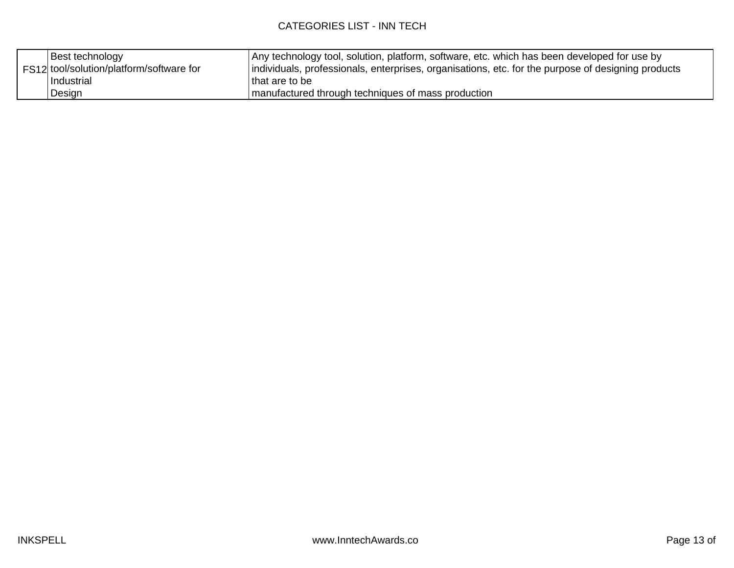| FS12 | Best technology tool/solution/platform/software for Industrial Design | Any technology tool, solution, platform, software, etc. which has been developed for use by individuals, professionals, enterprises, organisations, etc. for the purpose of designing products that are to be manufactured through techniques of mass production |
|---|---|---|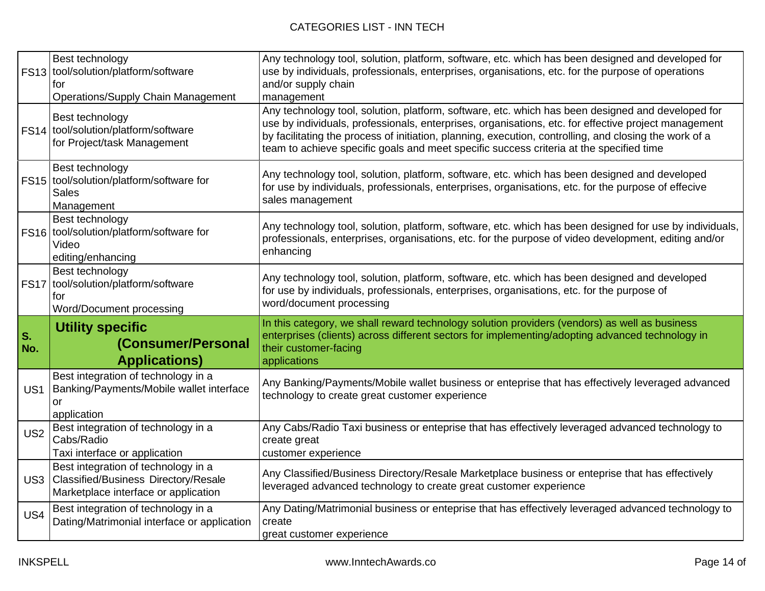| | | |
|---|---|---|
| FS13 | Best technology tool/solution/platform/software for Operations/Supply Chain Management | Any technology tool, solution, platform, software, etc. which has been designed and developed for use by individuals, professionals, enterprises, organisations, etc. for the purpose of operations and/or supply chain management |
| FS14 | Best technology tool/solution/platform/software for Project/task Management | Any technology tool, solution, platform, software, etc. which has been designed and developed for use by individuals, professionals, enterprises, organisations, etc. for effective project management by facilitating the process of initiation, planning, execution, controlling, and closing the work of a team to achieve specific goals and meet specific success criteria at the specified time |
| FS15 | Best technology tool/solution/platform/software for Sales Management | Any technology tool, solution, platform, software, etc. which has been designed and developed for use by individuals, professionals, enterprises, organisations, etc. for the purpose of effecive sales management |
| FS16 | Best technology tool/solution/platform/software for Video editing/enhancing | Any technology tool, solution, platform, software, etc. which has been designed for use by individuals, professionals, enterprises, organisations, etc. for the purpose of video development, editing and/or enhancing |
| FS17 | Best technology tool/solution/platform/software for Word/Document processing | Any technology tool, solution, platform, software, etc. which has been designed and developed for use by individuals, professionals, enterprises, organisations, etc. for the purpose of word/document processing |
| **S. No.** | **Utility specific (Consumer/Personal Applications)** | In this category, we shall reward technology solution providers (vendors) as well as business enterprises (clients) across different sectors for implementing/adopting advanced technology in their customer-facing applications |
| US1 | Best integration of technology in a Banking/Payments/Mobile wallet interface or application | Any Banking/Payments/Mobile wallet business or enteprise that has effectively leveraged advanced technology to create great customer experience |
| US2 | Best integration of technology in a Cabs/Radio Taxi interface or application | Any Cabs/Radio Taxi business or enteprise that has effectively leveraged advanced technology to create great customer experience |
| US3 | Best integration of technology in a Classified/Business Directory/Resale Marketplace interface or application | Any Classified/Business Directory/Resale Marketplace business or enteprise that has effectively leveraged advanced technology to create great customer experience |
| US4 | Best integration of technology in a Dating/Matrimonial interface or application | Any Dating/Matrimonial business or enteprise that has effectively leveraged advanced technology to create great customer experience |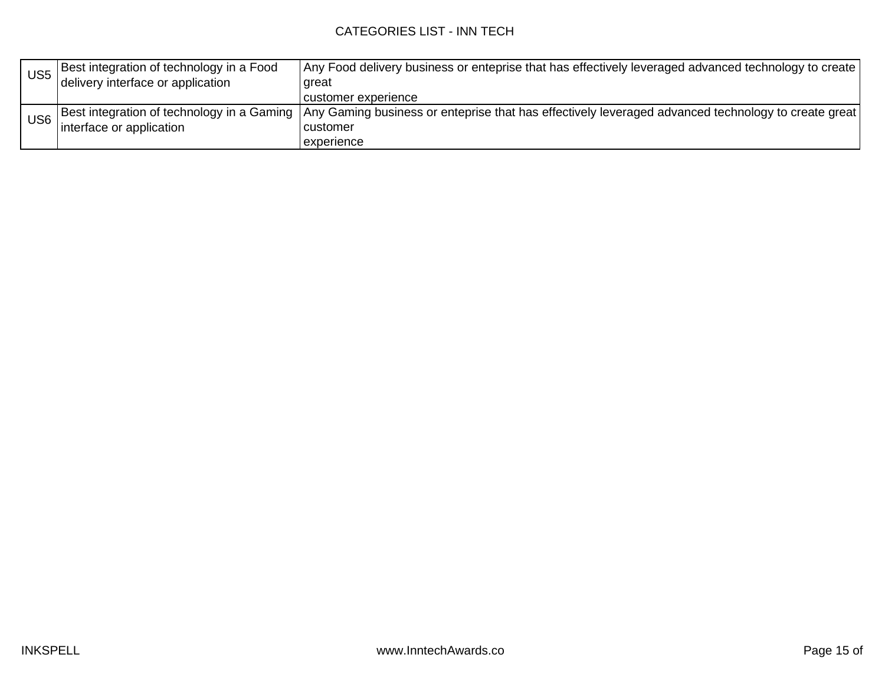| | | |
|---|---|---|
| US5 | Best integration of technology in a Food delivery interface or application | Any Food delivery business or enteprise that has effectively leveraged advanced technology to create great customer experience |
| US6 | Best integration of technology in a Gaming interface or application | Any Gaming business or enteprise that has effectively leveraged advanced technology to create great customer experience |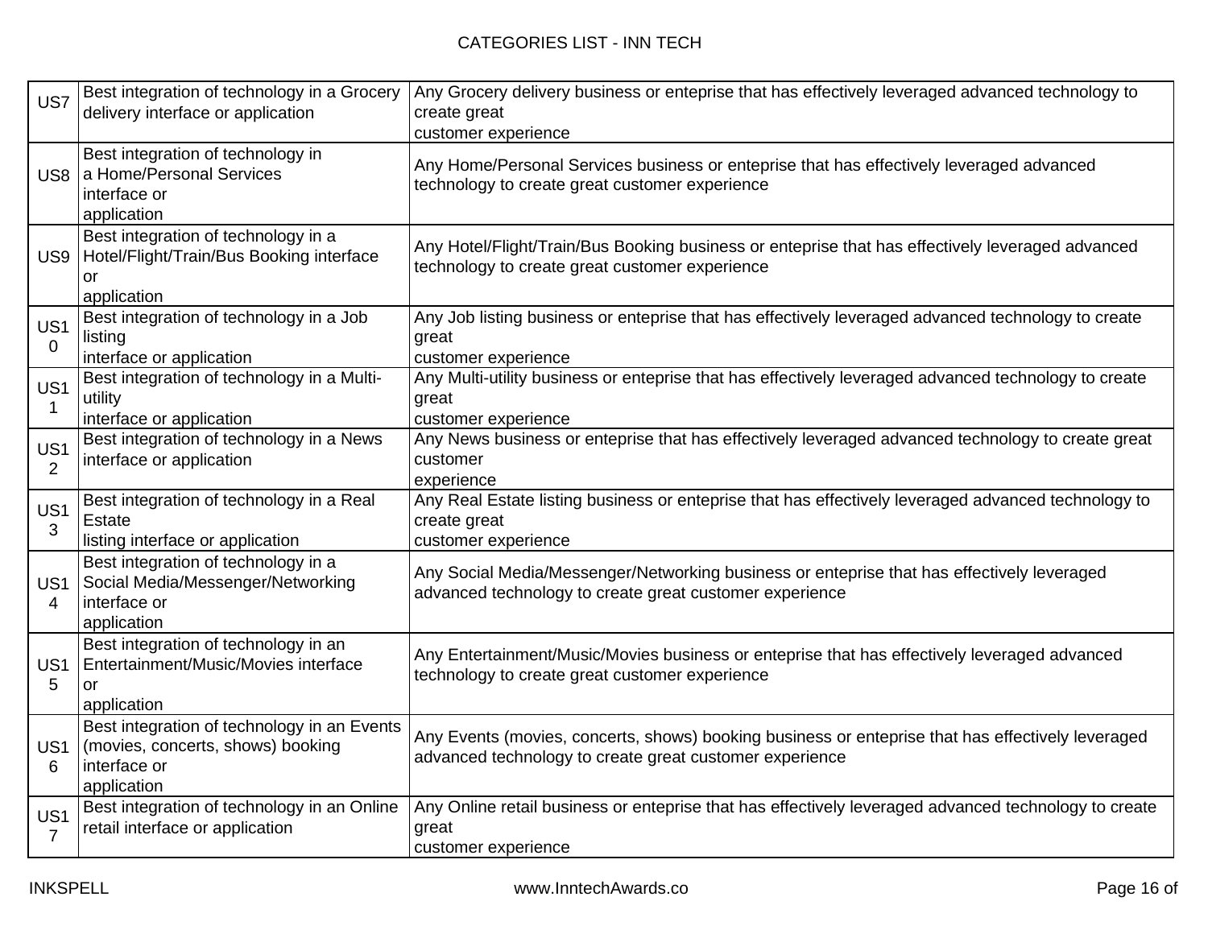| US7 | Best integration of technology in a Grocery delivery interface or application | Any Grocery delivery business or enteprise that has effectively leveraged advanced technology to create great customer experience |
|---|---|---|
| US8 | Best integration of technology in a Home/Personal Services interface or application | Any Home/Personal Services business or enteprise that has effectively leveraged advanced technology to create great customer experience |
| US9 | Best integration of technology in a Hotel/Flight/Train/Bus Booking interface or application | Any Hotel/Flight/Train/Bus Booking business or enteprise that has effectively leveraged advanced technology to create great customer experience |
| US10 | Best integration of technology in a Job listing interface or application | Any Job listing business or enteprise that has effectively leveraged advanced technology to create great customer experience |
| US11 | Best integration of technology in a Multi-utility interface or application | Any Multi-utility business or enteprise that has effectively leveraged advanced technology to create great customer experience |
| US12 | Best integration of technology in a News interface or application | Any News business or enteprise that has effectively leveraged advanced technology to create great customer experience |
| US13 | Best integration of technology in a Real Estate listing interface or application | Any Real Estate listing business or enteprise that has effectively leveraged advanced technology to create great customer experience |
| US14 | Best integration of technology in a Social Media/Messenger/Networking interface or application | Any Social Media/Messenger/Networking business or enteprise that has effectively leveraged advanced technology to create great customer experience |
| US15 | Best integration of technology in an Entertainment/Music/Movies interface or application | Any Entertainment/Music/Movies business or enteprise that has effectively leveraged advanced technology to create great customer experience |
| US16 | Best integration of technology in an Events (movies, concerts, shows) booking interface or application | Any Events (movies, concerts, shows) booking business or enteprise that has effectively leveraged advanced technology to create great customer experience |
| US17 | Best integration of technology in an Online retail interface or application | Any Online retail business or enteprise that has effectively leveraged advanced technology to create great customer experience |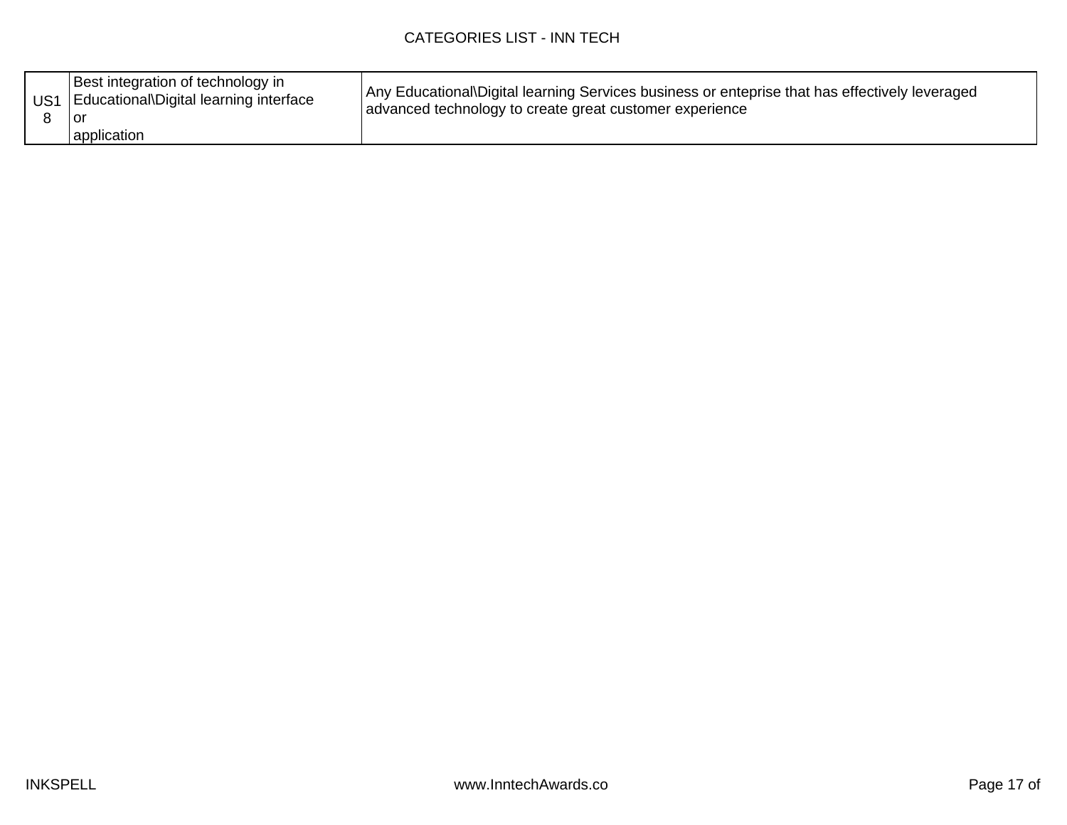| US18 | Best integration of technology in Educational\Digital learning interface or application | Any Educational\Digital learning Services business or enteprise that has effectively leveraged advanced technology to create great customer experience |
|---|---|---|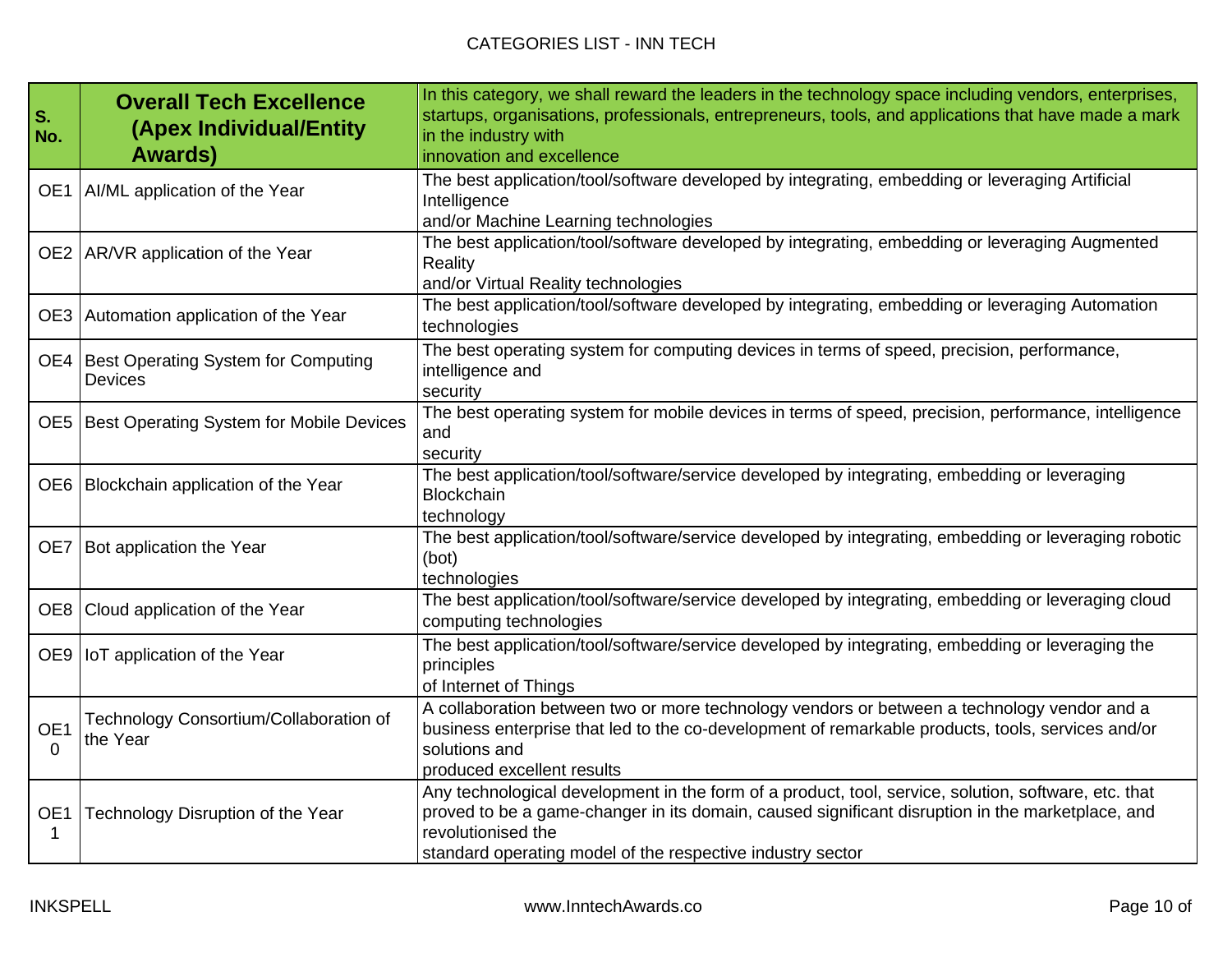| S. No. | **Overall Tech Excellence (Apex Individual/Entity Awards)** | In this category, we shall reward the leaders in the technology space including vendors, enterprises, startups, organisations, professionals, entrepreneurs, tools, and applications that have made a mark in the industry with innovation and excellence |
|---|---|---|
| OE1 | AI/ML application of the Year | The best application/tool/software developed by integrating, embedding or leveraging Artificial Intelligence and/or Machine Learning technologies |
| OE2 | AR/VR application of the Year | The best application/tool/software developed by integrating, embedding or leveraging Augmented Reality and/or Virtual Reality technologies |
| OE3 | Automation application of the Year | The best application/tool/software developed by integrating, embedding or leveraging Automation technologies |
| OE4 | Best Operating System for Computing Devices | The best operating system for computing devices in terms of speed, precision, performance, intelligence and security |
| OE5 | Best Operating System for Mobile Devices | The best operating system for mobile devices in terms of speed, precision, performance, intelligence and security |
| OE6 | Blockchain application of the Year | The best application/tool/software/service developed by integrating, embedding or leveraging Blockchain technology |
| OE7 | Bot application the Year | The best application/tool/software/service developed by integrating, embedding or leveraging robotic (bot) technologies |
| OE8 | Cloud application of the Year | The best application/tool/software/service developed by integrating, embedding or leveraging cloud computing technologies |
| OE9 | IoT application of the Year | The best application/tool/software/service developed by integrating, embedding or leveraging the principles of Internet of Things |
| OE10 | Technology Consortium/Collaboration of the Year | A collaboration between two or more technology vendors or between a technology vendor and a business enterprise that led to the co-development of remarkable products, tools, services and/or solutions and produced excellent results |
| OE11 | Technology Disruption of the Year | Any technological development in the form of a product, tool, service, solution, software, etc. that proved to be a game-changer in its domain, caused significant disruption in the marketplace, and revolutionised the standard operating model of the respective industry sector |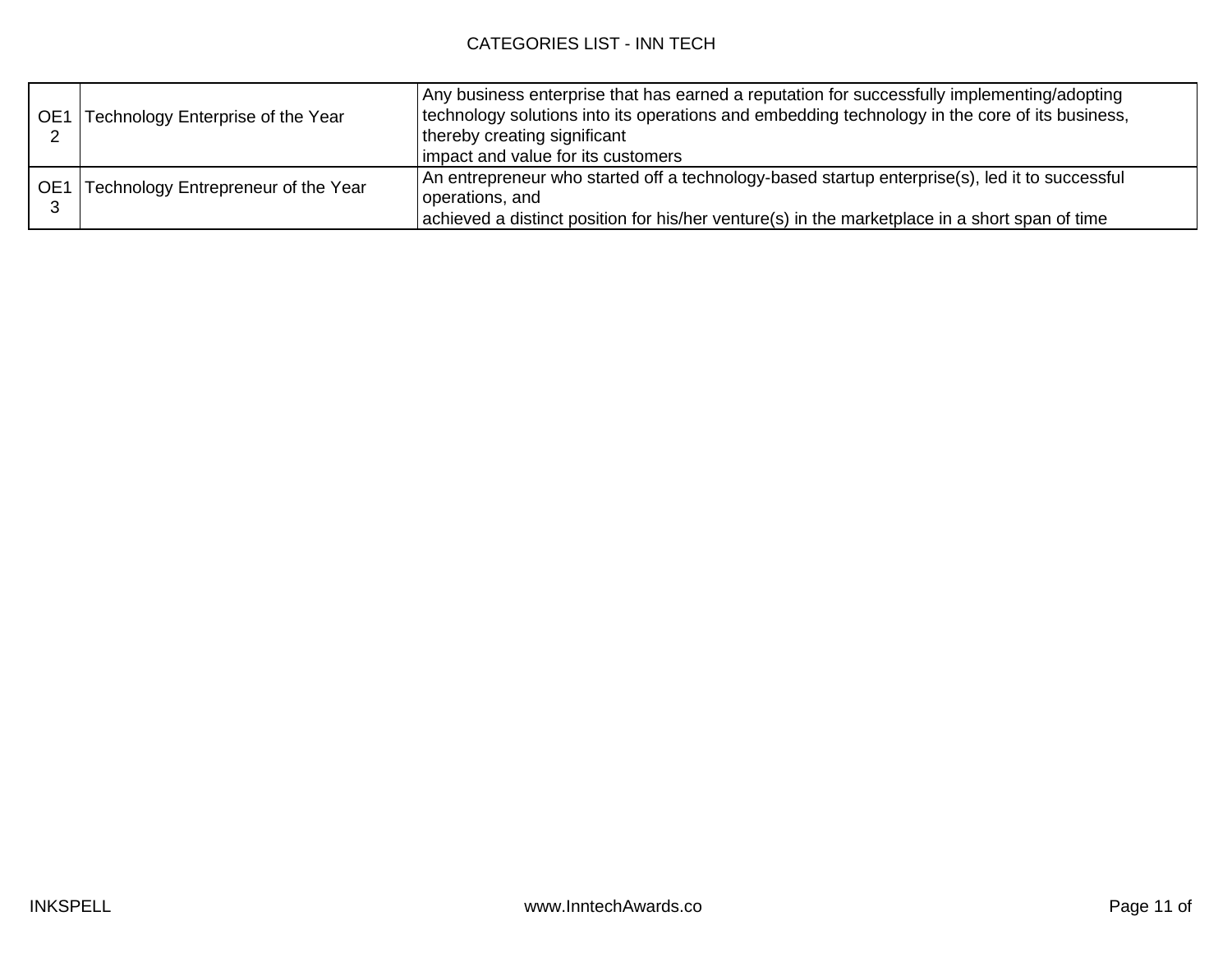| OE12 | Technology Enterprise of the Year | Any business enterprise that has earned a reputation for successfully implementing/adopting technology solutions into its operations and embedding technology in the core of its business, thereby creating significant impact and value for its customers |
|---|---|---|
| OE13 | Technology Entrepreneur of the Year | An entrepreneur who started off a technology-based startup enterprise(s), led it to successful operations, and achieved a distinct position for his/her venture(s) in the marketplace in a short span of time |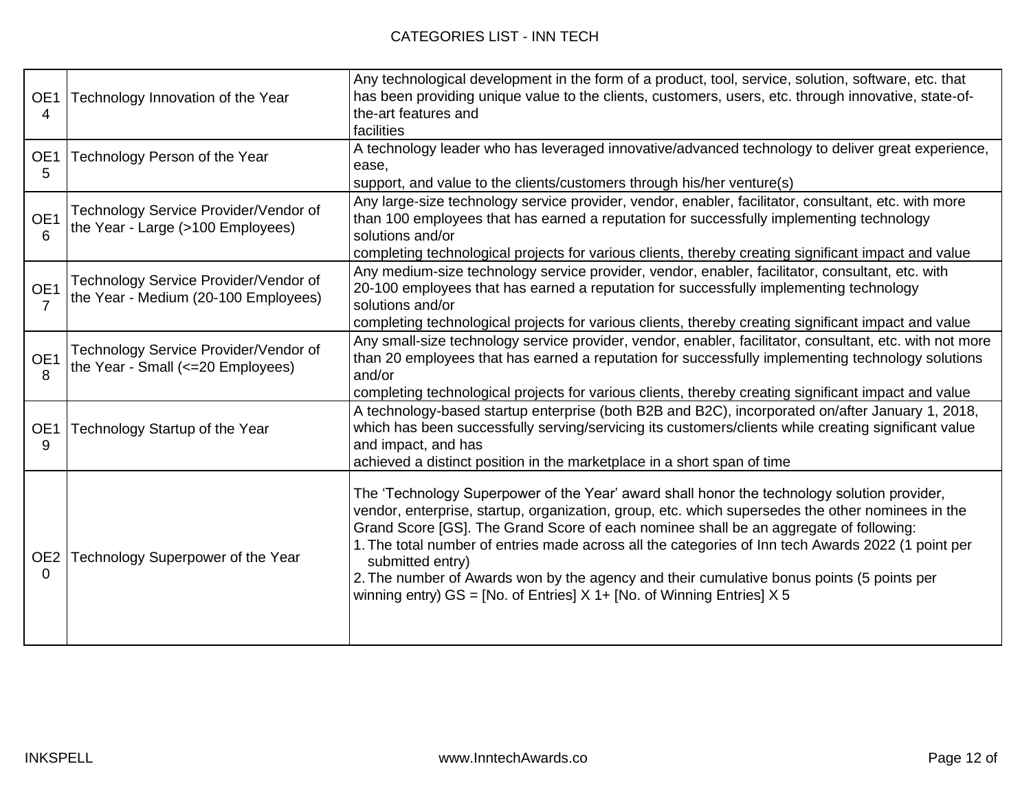| | | |
|---|---|---|
| OE14 | Technology Innovation of the Year | Any technological development in the form of a product, tool, service, solution, software, etc. that has been providing unique value to the clients, customers, users, etc. through innovative, state-of-the-art features and facilities |
| OE15 | Technology Person of the Year | A technology leader who has leveraged innovative/advanced technology to deliver great experience, ease, support, and value to the clients/customers through his/her venture(s) |
| OE16 | Technology Service Provider/Vendor of the Year - Large (>100 Employees) | Any large-size technology service provider, vendor, enabler, facilitator, consultant, etc. with more than 100 employees that has earned a reputation for successfully implementing technology solutions and/or completing technological projects for various clients, thereby creating significant impact and value |
| OE17 | Technology Service Provider/Vendor of the Year - Medium (20-100 Employees) | Any medium-size technology service provider, vendor, enabler, facilitator, consultant, etc. with 20-100 employees that has earned a reputation for successfully implementing technology solutions and/or completing technological projects for various clients, thereby creating significant impact and value |
| OE18 | Technology Service Provider/Vendor of the Year - Small (<=20 Employees) | Any small-size technology service provider, vendor, enabler, facilitator, consultant, etc. with not more than 20 employees that has earned a reputation for successfully implementing technology solutions and/or completing technological projects for various clients, thereby creating significant impact and value |
| OE19 | Technology Startup of the Year | A technology-based startup enterprise (both B2B and B2C), incorporated on/after January 1, 2018, which has been successfully serving/servicing its customers/clients while creating significant value and impact, and has achieved a distinct position in the marketplace in a short span of time |
| OE20 | Technology Superpower of the Year | The 'Technology Superpower of the Year' award shall honor the technology solution provider, vendor, enterprise, startup, organization, group, etc. which supersedes the other nominees in the Grand Score [GS]. The Grand Score of each nominee shall be an aggregate of following:<br>1. The total number of entries made across all the categories of Inn tech Awards 2022 (1 point per submitted entry)<br>2. The number of Awards won by the agency and their cumulative bonus points (5 points per winning entry) GS = [No. of Entries] X 1+ [No. of Winning Entries] X 5 |